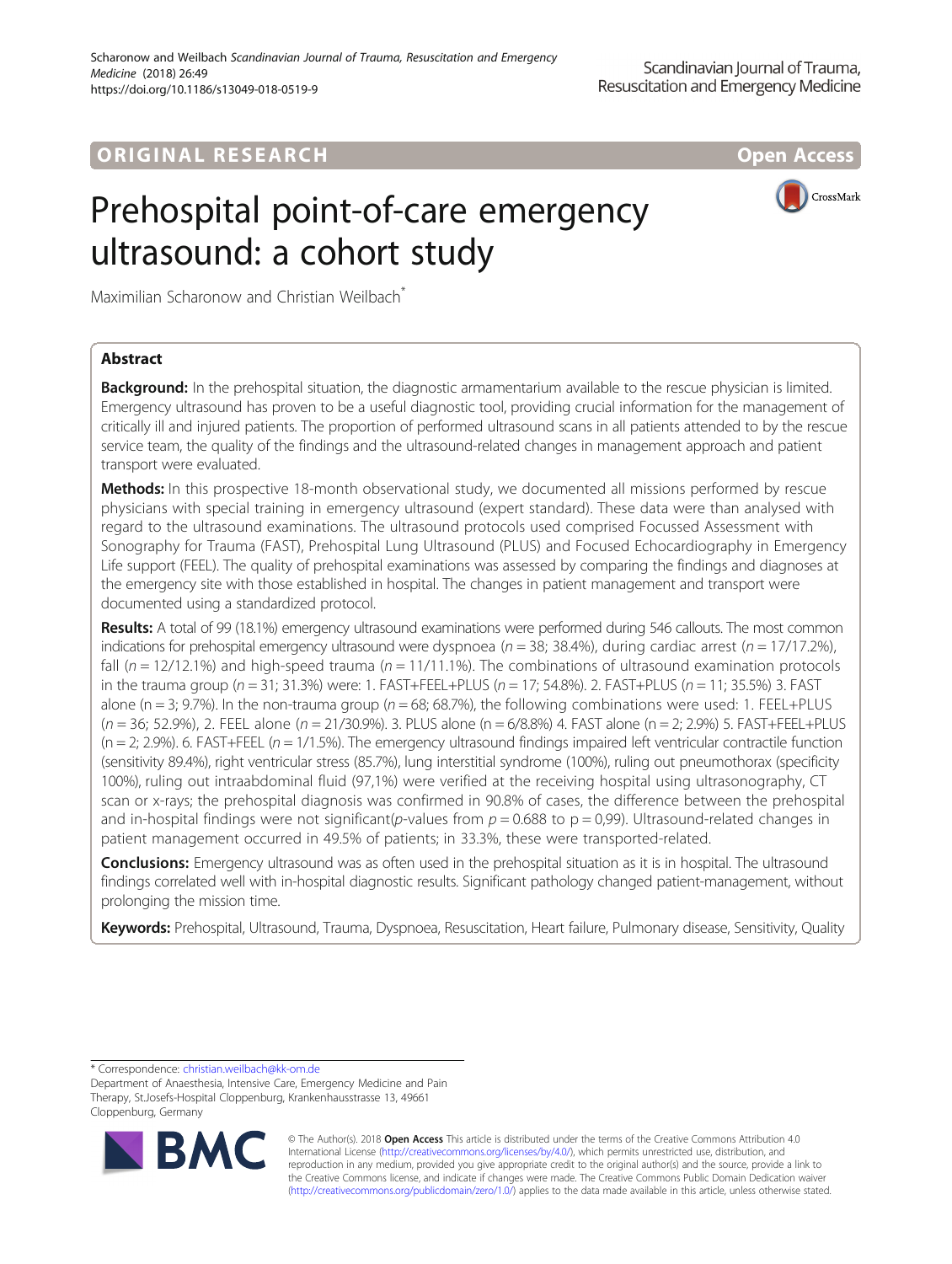ORIGINAL RESEARCH

Open Access

# Prehospital point-of-care emergency ultrasound: a cohort study

Maximilian Scharonow and Christian Weilbach*

## Abstract

**Background:** In the prehospital situation, the diagnostic armamentarium available to the rescue physician is limited. Emergency ultrasound has proven to be a useful diagnostic tool, providing crucial information for the management of critically ill and injured patients. The proportion of performed ultrasound scans in all patients attended to by the rescue service team, the quality of the findings and the ultrasound-related changes in management approach and patient transport were evaluated.

**Methods:** In this prospective 18-month observational study, we documented all missions performed by rescue physicians with special training in emergency ultrasound (expert standard). These data were than analysed with regard to the ultrasound examinations. The ultrasound protocols used comprised Focussed Assessment with Sonography for Trauma (FAST), Prehospital Lung Ultrasound (PLUS) and Focused Echocardiography in Emergency Life support (FEEL). The quality of prehospital examinations was assessed by comparing the findings and diagnoses at the emergency site with those established in hospital. The changes in patient management and transport were documented using a standardized protocol.

**Results:** A total of 99 (18.1%) emergency ultrasound examinations were performed during 546 callouts. The most common indications for prehospital emergency ultrasound were dyspnoea (*n* = 38; 38.4%), during cardiac arrest (*n* = 17/17.2%), fall (*n* = 12/12.1%) and high-speed trauma (*n* = 11/11.1%). The combinations of ultrasound examination protocols in the trauma group (*n* = 31; 31.3%) were: 1. FAST+FEEL+PLUS (*n* = 17; 54.8%). 2. FAST+PLUS (*n* = 11; 35.5%) 3. FAST alone (n = 3; 9.7%). In the non-trauma group (*n* = 68; 68.7%), the following combinations were used: 1. FEEL+PLUS (*n* = 36; 52.9%), 2. FEEL alone (*n* = 21/30.9%). 3. PLUS alone (n = 6/8.8%) 4. FAST alone (n = 2; 2.9%) 5. FAST+FEEL+PLUS (n = 2; 2.9%). 6. FAST+FEEL (*n* = 1/1.5%). The emergency ultrasound findings impaired left ventricular contractile function (sensitivity 89.4%), right ventricular stress (85.7%), lung interstitial syndrome (100%), ruling out pneumothorax (specificity 100%), ruling out intraabdominal fluid (97,1%) were verified at the receiving hospital using ultrasonography, CT scan or x-rays; the prehospital diagnosis was confirmed in 90.8% of cases, the difference between the prehospital and in-hospital findings were not significant(*p*-values from *p* = 0.688 to p = 0,99). Ultrasound-related changes in patient management occurred in 49.5% of patients; in 33.3%, these were transported-related.

**Conclusions:** Emergency ultrasound was as often used in the prehospital situation as it is in hospital. The ultrasound findings correlated well with in-hospital diagnostic results. Significant pathology changed patient-management, without prolonging the mission time.

**Keywords:** Prehospital, Ultrasound, Trauma, Dyspnoea, Resuscitation, Heart failure, Pulmonary disease, Sensitivity, Quality

---

* Correspondence: christian.weilbach@kk-om.de
Department of Anaesthesia, Intensive Care, Emergency Medicine and Pain Therapy, St.Josefs-Hospital Cloppenburg, Krankenhausstrasse 13, 49661 Cloppenburg, Germany

© The Author(s). 2018 **Open Access** This article is distributed under the terms of the Creative Commons Attribution 4.0 International License (http://creativecommons.org/licenses/by/4.0/), which permits unrestricted use, distribution, and reproduction in any medium, provided you give appropriate credit to the original author(s) and the source, provide a link to the Creative Commons license, and indicate if changes were made. The Creative Commons Public Domain Dedication waiver (http://creativecommons.org/publicdomain/zero/1.0/) applies to the data made available in this article, unless otherwise stated.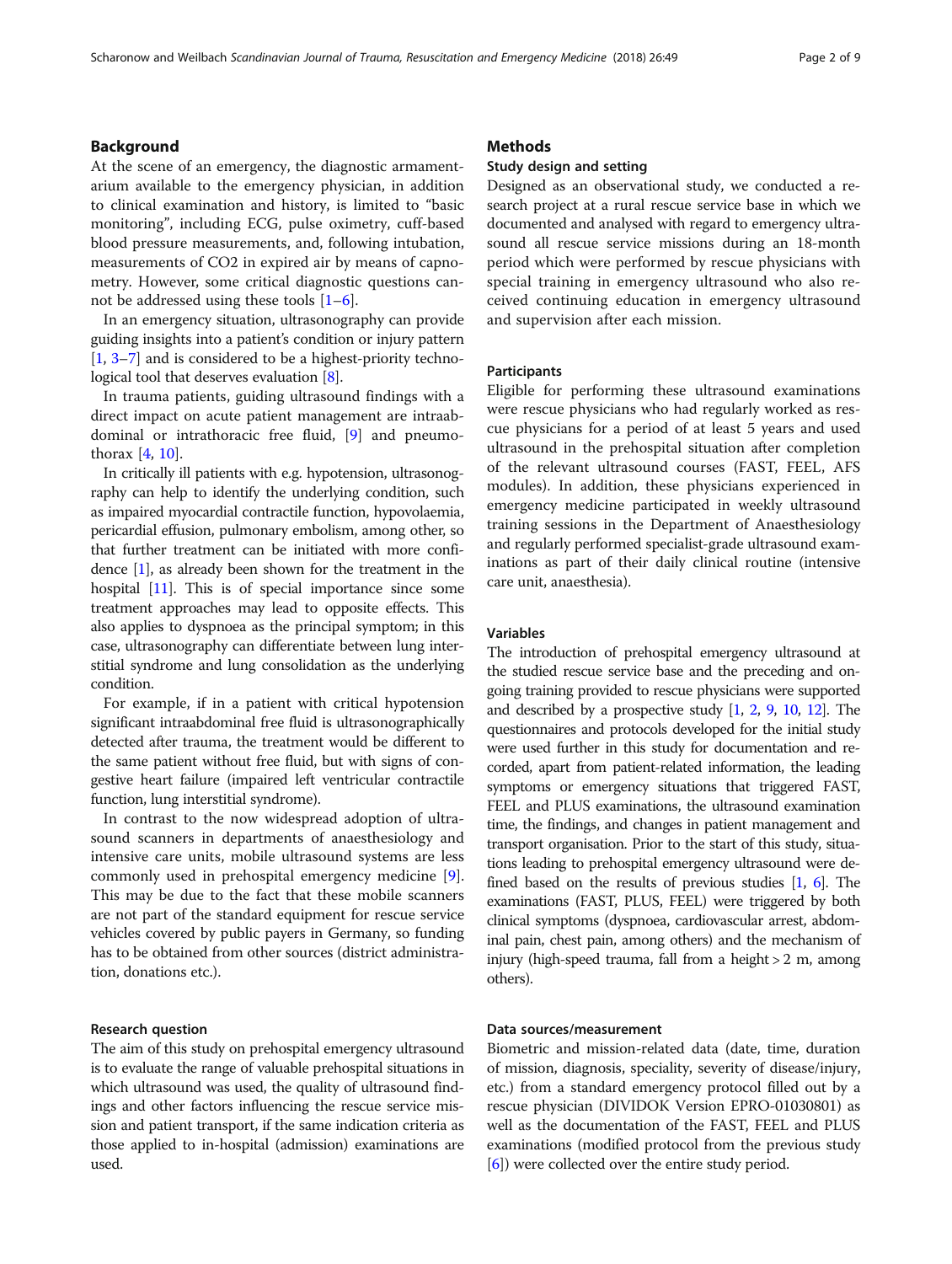## Background

At the scene of an emergency, the diagnostic armamentarium available to the emergency physician, in addition to clinical examination and history, is limited to "basic monitoring", including ECG, pulse oximetry, cuff-based blood pressure measurements, and, following intubation, measurements of CO2 in expired air by means of capnometry. However, some critical diagnostic questions cannot be addressed using these tools [1–6].

In an emergency situation, ultrasonography can provide guiding insights into a patient's condition or injury pattern [1, 3–7] and is considered to be a highest-priority technological tool that deserves evaluation [8].

In trauma patients, guiding ultrasound findings with a direct impact on acute patient management are intraabdominal or intrathoracic free fluid, [9] and pneumothorax [4, 10].

In critically ill patients with e.g. hypotension, ultrasonography can help to identify the underlying condition, such as impaired myocardial contractile function, hypovolaemia, pericardial effusion, pulmonary embolism, among other, so that further treatment can be initiated with more confidence [1], as already been shown for the treatment in the hospital [11]. This is of special importance since some treatment approaches may lead to opposite effects. This also applies to dyspnoea as the principal symptom; in this case, ultrasonography can differentiate between lung interstitial syndrome and lung consolidation as the underlying condition.

For example, if in a patient with critical hypotension significant intraabdominal free fluid is ultrasonographically detected after trauma, the treatment would be different to the same patient without free fluid, but with signs of congestive heart failure (impaired left ventricular contractile function, lung interstitial syndrome).

In contrast to the now widespread adoption of ultrasound scanners in departments of anaesthesiology and intensive care units, mobile ultrasound systems are less commonly used in prehospital emergency medicine [9]. This may be due to the fact that these mobile scanners are not part of the standard equipment for rescue service vehicles covered by public payers in Germany, so funding has to be obtained from other sources (district administration, donations etc.).

### Research question

The aim of this study on prehospital emergency ultrasound is to evaluate the range of valuable prehospital situations in which ultrasound was used, the quality of ultrasound findings and other factors influencing the rescue service mission and patient transport, if the same indication criteria as those applied to in-hospital (admission) examinations are used.

## Methods

### Study design and setting

Designed as an observational study, we conducted a research project at a rural rescue service base in which we documented and analysed with regard to emergency ultrasound all rescue service missions during an 18-month period which were performed by rescue physicians with special training in emergency ultrasound who also received continuing education in emergency ultrasound and supervision after each mission.

### Participants

Eligible for performing these ultrasound examinations were rescue physicians who had regularly worked as rescue physicians for a period of at least 5 years and used ultrasound in the prehospital situation after completion of the relevant ultrasound courses (FAST, FEEL, AFS modules). In addition, these physicians experienced in emergency medicine participated in weekly ultrasound training sessions in the Department of Anaesthesiology and regularly performed specialist-grade ultrasound examinations as part of their daily clinical routine (intensive care unit, anaesthesia).

### Variables

The introduction of prehospital emergency ultrasound at the studied rescue service base and the preceding and ongoing training provided to rescue physicians were supported and described by a prospective study [1, 2, 9, 10, 12]. The questionnaires and protocols developed for the initial study were used further in this study for documentation and recorded, apart from patient-related information, the leading symptoms or emergency situations that triggered FAST, FEEL and PLUS examinations, the ultrasound examination time, the findings, and changes in patient management and transport organisation. Prior to the start of this study, situations leading to prehospital emergency ultrasound were defined based on the results of previous studies [1, 6]. The examinations (FAST, PLUS, FEEL) were triggered by both clinical symptoms (dyspnoea, cardiovascular arrest, abdominal pain, chest pain, among others) and the mechanism of injury (high-speed trauma, fall from a height > 2 m, among others).

### Data sources/measurement

Biometric and mission-related data (date, time, duration of mission, diagnosis, speciality, severity of disease/injury, etc.) from a standard emergency protocol filled out by a rescue physician (DIVIDOK Version EPRO-01030801) as well as the documentation of the FAST, FEEL and PLUS examinations (modified protocol from the previous study [6]) were collected over the entire study period.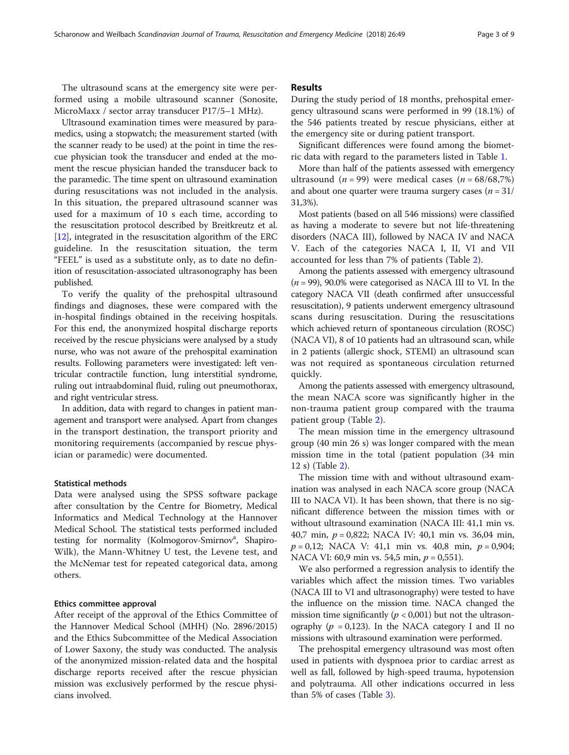The ultrasound scans at the emergency site were performed using a mobile ultrasound scanner (Sonosite, MicroMaxx / sector array transducer P17/5–1 MHz).

Ultrasound examination times were measured by paramedics, using a stopwatch; the measurement started (with the scanner ready to be used) at the point in time the rescue physician took the transducer and ended at the moment the rescue physician handed the transducer back to the paramedic. The time spent on ultrasound examination during resuscitations was not included in the analysis. In this situation, the prepared ultrasound scanner was used for a maximum of 10 s each time, according to the resuscitation protocol described by Breitkreutz et al. [12], integrated in the resuscitation algorithm of the ERC guideline. In the resuscitation situation, the term "FEEL" is used as a substitute only, as to date no definition of resuscitation-associated ultrasonography has been published.

To verify the quality of the prehospital ultrasound findings and diagnoses, these were compared with the in-hospital findings obtained in the receiving hospitals. For this end, the anonymized hospital discharge reports received by the rescue physicians were analysed by a study nurse, who was not aware of the prehospital examination results. Following parameters were investigated: left ventricular contractile function, lung interstitial syndrome, ruling out intraabdominal fluid, ruling out pneumothorax, and right ventricular stress.

In addition, data with regard to changes in patient management and transport were analysed. Apart from changes in the transport destination, the transport priority and monitoring requirements (accompanied by rescue physician or paramedic) were documented.

### Statistical methods

Data were analysed using the SPSS software package after consultation by the Centre for Biometry, Medical Informatics and Medical Technology at the Hannover Medical School. The statistical tests performed included testing for normality (Kolmogorov-Smirnov[a], Shapiro-Wilk), the Mann-Whitney U test, the Levene test, and the McNemar test for repeated categorical data, among others.

### Ethics committee approval

After receipt of the approval of the Ethics Committee of the Hannover Medical School (MHH) (No. 2896/2015) and the Ethics Subcommittee of the Medical Association of Lower Saxony, the study was conducted. The analysis of the anonymized mission-related data and the hospital discharge reports received after the rescue physician mission was exclusively performed by the rescue physicians involved.

## Results

During the study period of 18 months, prehospital emergency ultrasound scans were performed in 99 (18.1%) of the 546 patients treated by rescue physicians, either at the emergency site or during patient transport.

Significant differences were found among the biometric data with regard to the parameters listed in Table 1.

More than half of the patients assessed with emergency ultrasound ($n = 99$) were medical cases ($n = 68/68{,}7\%$) and about one quarter were trauma surgery cases ($n = 31/31{,}3\%$).

Most patients (based on all 546 missions) were classified as having a moderate to severe but not life-threatening disorders (NACA III), followed by NACA IV and NACA V. Each of the categories NACA I, II, VI and VII accounted for less than 7% of patients (Table 2).

Among the patients assessed with emergency ultrasound ($n = 99$), 90.0% were categorised as NACA III to VI. In the category NACA VII (death confirmed after unsuccessful resuscitation), 9 patients underwent emergency ultrasound scans during resuscitation. During the resuscitations which achieved return of spontaneous circulation (ROSC) (NACA VI), 8 of 10 patients had an ultrasound scan, while in 2 patients (allergic shock, STEMI) an ultrasound scan was not required as spontaneous circulation returned quickly.

Among the patients assessed with emergency ultrasound, the mean NACA score was significantly higher in the non-trauma patient group compared with the trauma patient group (Table 2).

The mean mission time in the emergency ultrasound group (40 min 26 s) was longer compared with the mean mission time in the total (patient population (34 min 12 s) (Table 2).

The mission time with and without ultrasound examination was analysed in each NACA score group (NACA III to NACA VI). It has been shown, that there is no significant difference between the mission times with or without ultrasound examination (NACA III: 41,1 min vs. 40,7 min, $p = 0{,}822$; NACA IV: 40,1 min vs. 36,04 min, $p = 0{,}12$; NACA V: 41,1 min vs. 40,8 min, $p = 0{,}904$; NACA VI: 60,9 min vs. 54,5 min, $p = 0{,}551$).

We also performed a regression analysis to identify the variables which affect the mission times. Two variables (NACA III to VI and ultrasonography) were tested to have the influence on the mission time. NACA changed the mission time significantly ($p < 0{,}001$) but not the ultrasonography ($p = 0{,}123$). In the NACA category I and II no missions with ultrasound examination were performed.

The prehospital emergency ultrasound was most often used in patients with dyspnoea prior to cardiac arrest as well as fall, followed by high-speed trauma, hypotension and polytrauma. All other indications occurred in less than 5% of cases (Table 3).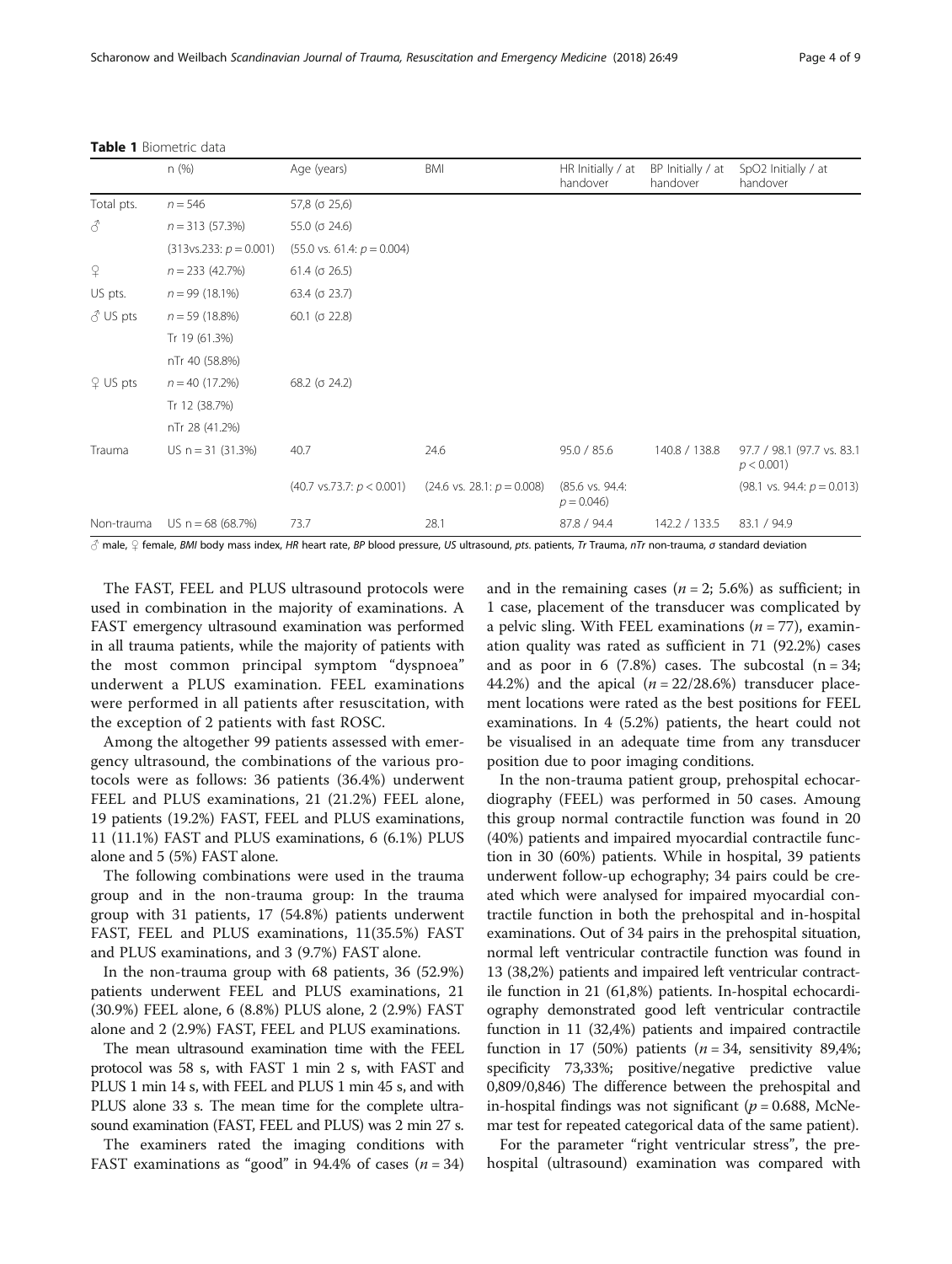**Table 1** Biometric data

|  | n (%) | Age (years) | BMI | HR Initially / at handover | BP Initially / at handover | SpO2 Initially / at handover |
|---|---|---|---|---|---|---|
| Total pts. | $n = 546$ | 57,8 (σ 25,6) |  |  |  |  |
| ♂ | $n = 313$ (57.3%) | 55.0 (σ 24.6) |  |  |  |  |
|  | (313vs.233: $p = 0.001$) | (55.0 vs. 61.4: $p = 0.004$) |  |  |  |  |
| ♀ | $n = 233$ (42.7%) | 61.4 (σ 26.5) |  |  |  |  |
| US pts. | $n = 99$ (18.1%) | 63.4 (σ 23.7) |  |  |  |  |
| ♂ US pts | $n = 59$ (18.8%) | 60.1 (σ 22.8) |  |  |  |  |
|  | Tr 19 (61.3%) |  |  |  |  |  |
|  | nTr 40 (58.8%) |  |  |  |  |  |
| ♀ US pts | $n = 40$ (17.2%) | 68.2 (σ 24.2) |  |  |  |  |
|  | Tr 12 (38.7%) |  |  |  |  |  |
|  | nTr 28 (41.2%) |  |  |  |  |  |
| Trauma | US n = 31 (31.3%) | 40.7 | 24.6 | 95.0 / 85.6 | 140.8 / 138.8 | 97.7 / 98.1 (97.7 vs. 83.1 $p < 0.001$) |
|  |  | (40.7 vs.73.7: $p < 0.001$) | (24.6 vs. 28.1: $p = 0.008$) | (85.6 vs. 94.4: $p = 0.046$) |  | (98.1 vs. 94.4: $p = 0.013$) |
| Non-trauma | US n = 68 (68.7%) | 73.7 | 28.1 | 87.8 / 94.4 | 142.2 / 133.5 | 83.1 / 94.9 |

♂ male, ♀ female, *BMI* body mass index, *HR* heart rate, *BP* blood pressure, *US* ultrasound, *pts.* patients, *Tr* Trauma, *nTr* non-trauma, *σ* standard deviation

The FAST, FEEL and PLUS ultrasound protocols were used in combination in the majority of examinations. A FAST emergency ultrasound examination was performed in all trauma patients, while the majority of patients with the most common principal symptom "dyspnoea" underwent a PLUS examination. FEEL examinations were performed in all patients after resuscitation, with the exception of 2 patients with fast ROSC.

Among the altogether 99 patients assessed with emergency ultrasound, the combinations of the various protocols were as follows: 36 patients (36.4%) underwent FEEL and PLUS examinations, 21 (21.2%) FEEL alone, 19 patients (19.2%) FAST, FEEL and PLUS examinations, 11 (11.1%) FAST and PLUS examinations, 6 (6.1%) PLUS alone and 5 (5%) FAST alone.

The following combinations were used in the trauma group and in the non-trauma group: In the trauma group with 31 patients, 17 (54.8%) patients underwent FAST, FEEL and PLUS examinations, 11(35.5%) FAST and PLUS examinations, and 3 (9.7%) FAST alone.

In the non-trauma group with 68 patients, 36 (52.9%) patients underwent FEEL and PLUS examinations, 21 (30.9%) FEEL alone, 6 (8.8%) PLUS alone, 2 (2.9%) FAST alone and 2 (2.9%) FAST, FEEL and PLUS examinations.

The mean ultrasound examination time with the FEEL protocol was 58 s, with FAST 1 min 2 s, with FAST and PLUS 1 min 14 s, with FEEL and PLUS 1 min 45 s, and with PLUS alone 33 s. The mean time for the complete ultrasound examination (FAST, FEEL and PLUS) was 2 min 27 s.

The examiners rated the imaging conditions with FAST examinations as "good" in 94.4% of cases ($n = 34$) and in the remaining cases ($n = 2$; 5.6%) as sufficient; in 1 case, placement of the transducer was complicated by a pelvic sling. With FEEL examinations ($n = 77$), examination quality was rated as sufficient in 71 (92.2%) cases and as poor in 6 (7.8%) cases. The subcostal (n = 34; 44.2%) and the apical ($n = 22$/28.6%) transducer placement locations were rated as the best positions for FEEL examinations. In 4 (5.2%) patients, the heart could not be visualised in an adequate time from any transducer position due to poor imaging conditions.

In the non-trauma patient group, prehospital echocardiography (FEEL) was performed in 50 cases. Amoung this group normal contractile function was found in 20 (40%) patients and impaired myocardial contractile function in 30 (60%) patients. While in hospital, 39 patients underwent follow-up echography; 34 pairs could be created which were analysed for impaired myocardial contractile function in both the prehospital and in-hospital examinations. Out of 34 pairs in the prehospital situation, normal left ventricular contractile function was found in 13 (38,2%) patients and impaired left ventricular contractile function in 21 (61,8%) patients. In-hospital echocardiography demonstrated good left ventricular contractile function in 11 (32,4%) patients and impaired contractile function in 17 (50%) patients ($n = 34$, sensitivity 89,4%; specificity 73,33%; positive/negative predictive value 0,809/0,846) The difference between the prehospital and in-hospital findings was not significant ($p = 0.688$, McNemar test for repeated categorical data of the same patient).

For the parameter "right ventricular stress", the prehospital (ultrasound) examination was compared with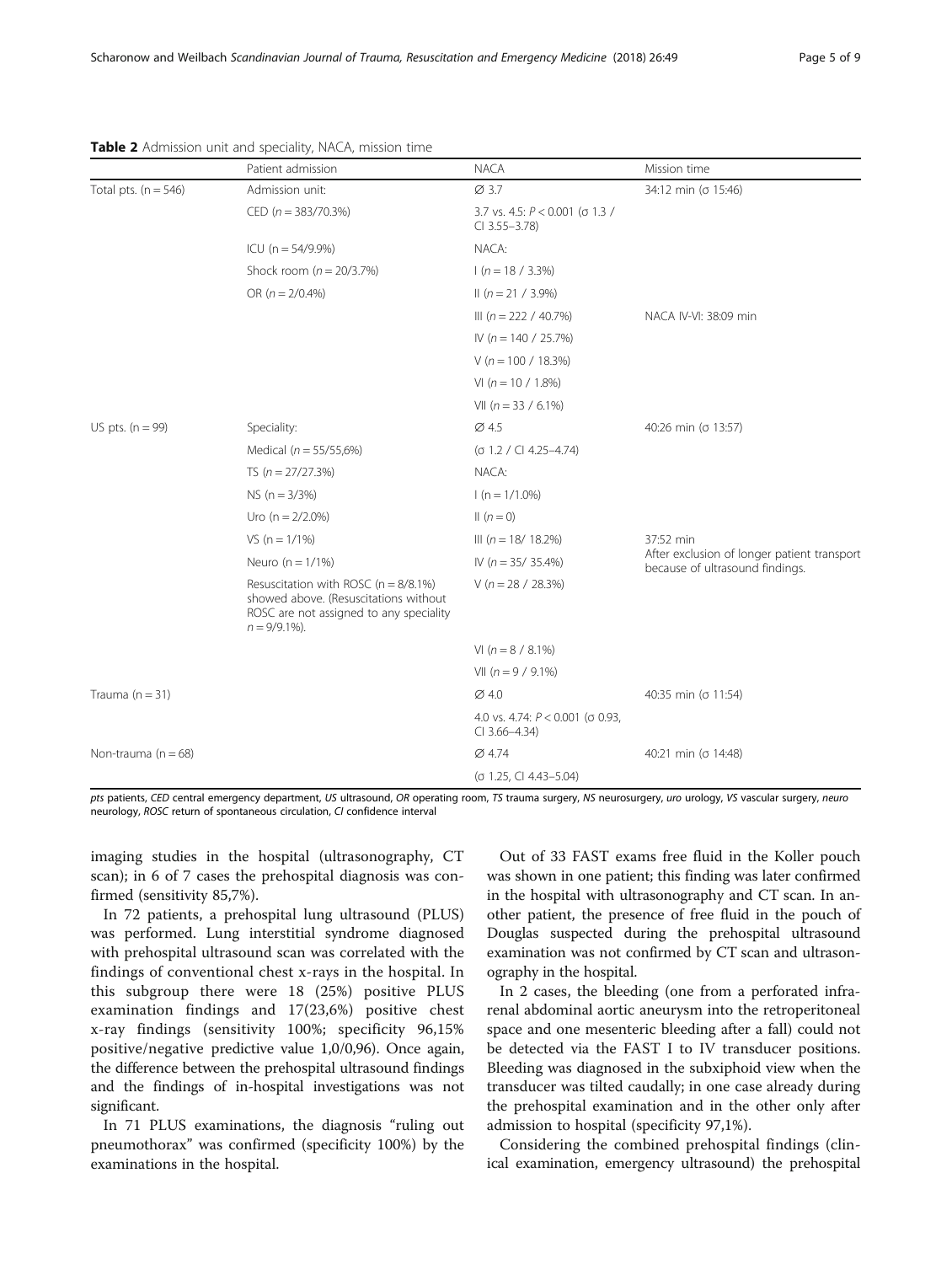**Table 2** Admission unit and speciality, NACA, mission time

| | Patient admission | NACA | Mission time |
|---|---|---|---|
| Total pts. (n = 546) | Admission unit: | Ø 3.7 | 34:12 min (σ 15:46) |
| | CED (n = 383/70.3%) | 3.7 vs. 4.5: $P < 0.001$ (σ 1.3 / CI 3.55–3.78) | |
| | ICU (n = 54/9.9%) | NACA: | |
| | Shock room (n = 20/3.7%) | I (n = 18 / 3.3%) | |
| | OR (n = 2/0.4%) | II (n = 21 / 3.9%) | |
| | | III (n = 222 / 40.7%) | NACA IV-VI: 38:09 min |
| | | IV (n = 140 / 25.7%) | |
| | | V (n = 100 / 18.3%) | |
| | | VI (n = 10 / 1.8%) | |
| | | VII (n = 33 / 6.1%) | |
| US pts. (n = 99) | Speciality: | Ø 4.5 | 40:26 min (σ 13:57) |
| | Medical (n = 55/55,6%) | (σ 1.2 / CI 4.25–4.74) | |
| | TS (n = 27/27.3%) | NACA: | |
| | NS (n = 3/3%) | I (n = 1/1.0%) | |
| | Uro (n = 2/2.0%) | II (n = 0) | |
| | VS (n = 1/1%) | III (n = 18/ 18.2%) | 37:52 min After exclusion of longer patient transport because of ultrasound findings. |
| | Neuro (n = 1/1%) | IV (n = 35/ 35.4%) | |
| | Resuscitation with ROSC (n = 8/8.1%) showed above. (Resuscitations without ROSC are not assigned to any speciality n = 9/9.1%). | V (n = 28 / 28.3%) | |
| | | VI (n = 8 / 8.1%) | |
| | | VII (n = 9 / 9.1%) | |
| Trauma (n = 31) | | Ø 4.0 | 40:35 min (σ 11:54) |
| | | 4.0 vs. 4.74: $P < 0.001$ (σ 0.93, CI 3.66–4.34) | |
| Non-trauma (n = 68) | | Ø 4.74 | 40:21 min (σ 14:48) |
| | | (σ 1.25, CI 4.43–5.04) | |

*pts* patients, *CED* central emergency department, *US* ultrasound, *OR* operating room, *TS* trauma surgery, *NS* neurosurgery, *uro* urology, *VS* vascular surgery, *neuro* neurology, *ROSC* return of spontaneous circulation, *CI* confidence interval

imaging studies in the hospital (ultrasonography, CT scan); in 6 of 7 cases the prehospital diagnosis was confirmed (sensitivity 85,7%).

In 72 patients, a prehospital lung ultrasound (PLUS) was performed. Lung interstitial syndrome diagnosed with prehospital ultrasound scan was correlated with the findings of conventional chest x-rays in the hospital. In this subgroup there were 18 (25%) positive PLUS examination findings and 17(23,6%) positive chest x-ray findings (sensitivity 100%; specificity 96,15% positive/negative predictive value 1,0/0,96). Once again, the difference between the prehospital ultrasound findings and the findings of in-hospital investigations was not significant.

In 71 PLUS examinations, the diagnosis "ruling out pneumothorax" was confirmed (specificity 100%) by the examinations in the hospital.

Out of 33 FAST exams free fluid in the Koller pouch was shown in one patient; this finding was later confirmed in the hospital with ultrasonography and CT scan. In another patient, the presence of free fluid in the pouch of Douglas suspected during the prehospital ultrasound examination was not confirmed by CT scan and ultrasonography in the hospital.

In 2 cases, the bleeding (one from a perforated infrarenal abdominal aortic aneurysm into the retroperitoneal space and one mesenteric bleeding after a fall) could not be detected via the FAST I to IV transducer positions. Bleeding was diagnosed in the subxiphoid view when the transducer was tilted caudally; in one case already during the prehospital examination and in the other only after admission to hospital (specificity 97,1%).

Considering the combined prehospital findings (clinical examination, emergency ultrasound) the prehospital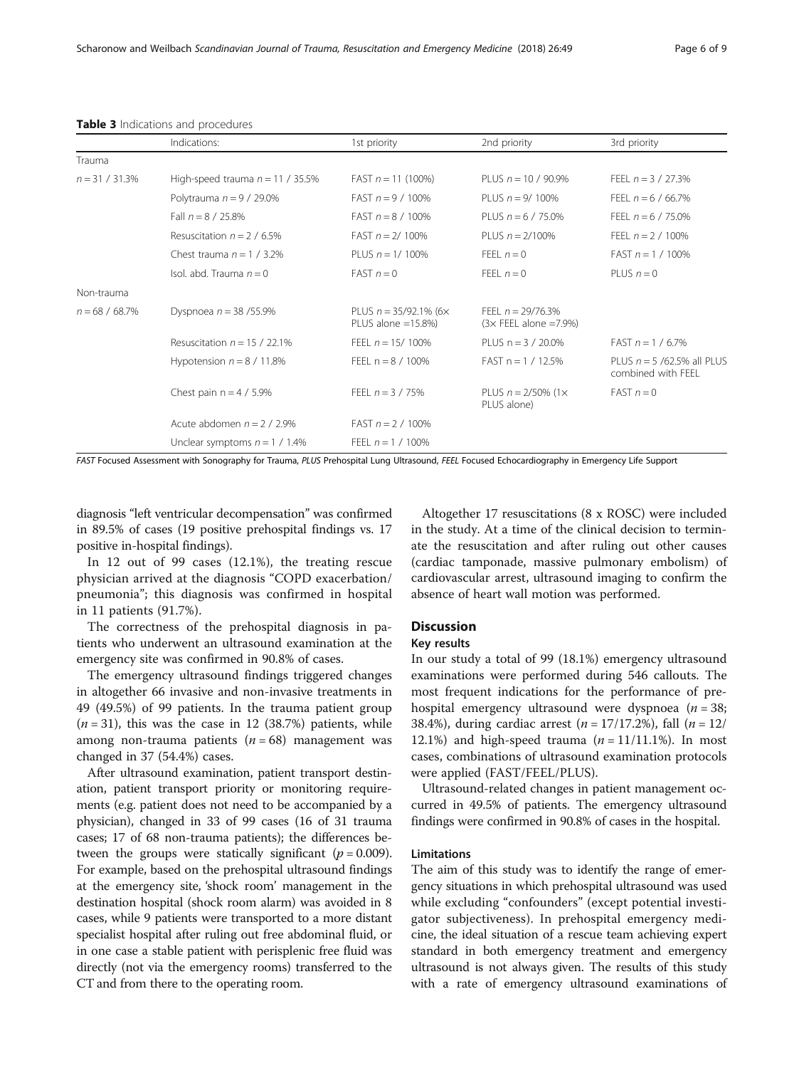**Table 3** Indications and procedures

| | Indications: | 1st priority | 2nd priority | 3rd priority |
|---|---|---|---|---|
| Trauma | | | | |
| $n = 31$ / 31.3% | High-speed trauma $n = 11$ / 35.5% | FAST $n = 11$ (100%) | PLUS $n = 10$ / 90.9% | FEEL $n = 3$ / 27.3% |
| | Polytrauma $n = 9$ / 29.0% | FAST $n = 9$ / 100% | PLUS $n = 9$/ 100% | FEEL $n = 6$ / 66.7% |
| | Fall $n = 8$ / 25.8% | FAST $n = 8$ / 100% | PLUS $n = 6$ / 75.0% | FEEL $n = 6$ / 75.0% |
| | Resuscitation $n = 2$ / 6.5% | FAST $n = 2$/ 100% | PLUS $n = 2$/100% | FEEL $n = 2$ / 100% |
| | Chest trauma $n = 1$ / 3.2% | PLUS $n = 1$/ 100% | FEEL $n = 0$ | FAST $n = 1$ / 100% |
| | Isol. abd. Trauma $n = 0$ | FAST $n = 0$ | FEEL $n = 0$ | PLUS $n = 0$ |
| Non-trauma | | | | |
| $n = 68$ / 68.7% | Dyspnoea $n = 38$ /55.9% | PLUS $n = 35$/92.1% (6× PLUS alone =15.8%) | FEEL $n = 29$/76.3% (3× FEEL alone =7.9%) | |
| | Resuscitation $n = 15$ / 22.1% | FEEL $n = 15$/ 100% | PLUS $n = 3$ / 20.0% | FAST $n = 1$ / 6.7% |
| | Hypotension $n = 8$ / 11.8% | FEEL $n = 8$ / 100% | FAST $n = 1$ / 12.5% | PLUS $n = 5$ /62.5% all PLUS combined with FEEL |
| | Chest pain $n = 4$ / 5.9% | FEEL $n = 3$ / 75% | PLUS $n = 2$/50% (1× PLUS alone) | FAST $n = 0$ |
| | Acute abdomen $n = 2$ / 2.9% | FAST $n = 2$ / 100% | | |
| | Unclear symptoms $n = 1$ / 1.4% | FEEL $n = 1$ / 100% | | |

*FAST* Focused Assessment with Sonography for Trauma, *PLUS* Prehospital Lung Ultrasound, *FEEL* Focused Echocardiography in Emergency Life Support

diagnosis "left ventricular decompensation" was confirmed in 89.5% of cases (19 positive prehospital findings vs. 17 positive in-hospital findings).

In 12 out of 99 cases (12.1%), the treating rescue physician arrived at the diagnosis "COPD exacerbation/ pneumonia"; this diagnosis was confirmed in hospital in 11 patients (91.7%).

The correctness of the prehospital diagnosis in patients who underwent an ultrasound examination at the emergency site was confirmed in 90.8% of cases.

The emergency ultrasound findings triggered changes in altogether 66 invasive and non-invasive treatments in 49 (49.5%) of 99 patients. In the trauma patient group ($n = 31$), this was the case in 12 (38.7%) patients, while among non-trauma patients ($n = 68$) management was changed in 37 (54.4%) cases.

After ultrasound examination, patient transport destination, patient transport priority or monitoring requirements (e.g. patient does not need to be accompanied by a physician), changed in 33 of 99 cases (16 of 31 trauma cases; 17 of 68 non-trauma patients); the differences between the groups were statically significant ($p = 0.009$). For example, based on the prehospital ultrasound findings at the emergency site, 'shock room' management in the destination hospital (shock room alarm) was avoided in 8 cases, while 9 patients were transported to a more distant specialist hospital after ruling out free abdominal fluid, or in one case a stable patient with perisplenic free fluid was directly (not via the emergency rooms) transferred to the CT and from there to the operating room.

Altogether 17 resuscitations (8 x ROSC) were included in the study. At a time of the clinical decision to terminate the resuscitation and after ruling out other causes (cardiac tamponade, massive pulmonary embolism) of cardiovascular arrest, ultrasound imaging to confirm the absence of heart wall motion was performed.

## Discussion

### Key results

In our study a total of 99 (18.1%) emergency ultrasound examinations were performed during 546 callouts. The most frequent indications for the performance of prehospital emergency ultrasound were dyspnoea ($n = 38$; 38.4%), during cardiac arrest ($n = 17$/17.2%), fall ($n = 12$/ 12.1%) and high-speed trauma ($n = 11$/11.1%). In most cases, combinations of ultrasound examination protocols were applied (FAST/FEEL/PLUS).

Ultrasound-related changes in patient management occurred in 49.5% of patients. The emergency ultrasound findings were confirmed in 90.8% of cases in the hospital.

### Limitations

The aim of this study was to identify the range of emergency situations in which prehospital ultrasound was used while excluding "confounders" (except potential investigator subjectiveness). In prehospital emergency medicine, the ideal situation of a rescue team achieving expert standard in both emergency treatment and emergency ultrasound is not always given. The results of this study with a rate of emergency ultrasound examinations of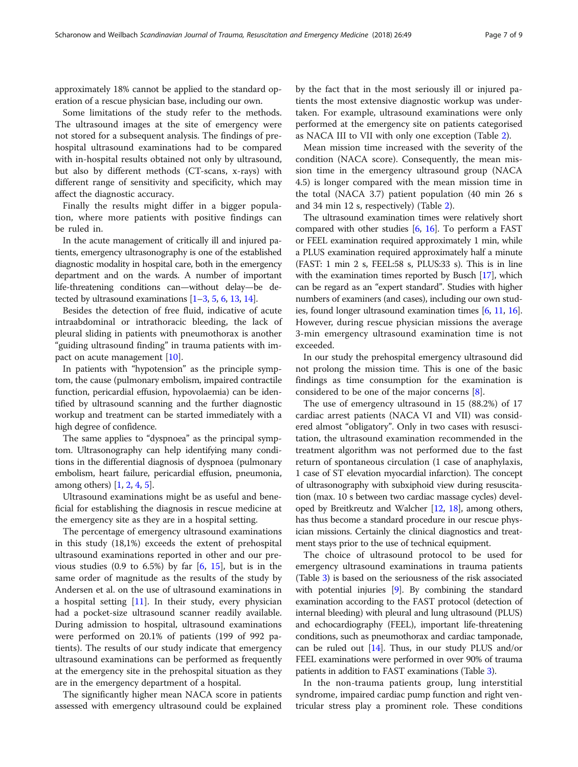approximately 18% cannot be applied to the standard operation of a rescue physician base, including our own.

Some limitations of the study refer to the methods. The ultrasound images at the site of emergency were not stored for a subsequent analysis. The findings of prehospital ultrasound examinations had to be compared with in-hospital results obtained not only by ultrasound, but also by different methods (CT-scans, x-rays) with different range of sensitivity and specificity, which may affect the diagnostic accuracy.

Finally the results might differ in a bigger population, where more patients with positive findings can be ruled in.

In the acute management of critically ill and injured patients, emergency ultrasonography is one of the established diagnostic modality in hospital care, both in the emergency department and on the wards. A number of important life-threatening conditions can—without delay—be detected by ultrasound examinations [1–3, 5, 6, 13, 14].

Besides the detection of free fluid, indicative of acute intraabdominal or intrathoracic bleeding, the lack of pleural sliding in patients with pneumothorax is another "guiding ultrasound finding" in trauma patients with impact on acute management [10].

In patients with "hypotension" as the principle symptom, the cause (pulmonary embolism, impaired contractile function, pericardial effusion, hypovolaemia) can be identified by ultrasound scanning and the further diagnostic workup and treatment can be started immediately with a high degree of confidence.

The same applies to "dyspnoea" as the principal symptom. Ultrasonography can help identifying many conditions in the differential diagnosis of dyspnoea (pulmonary embolism, heart failure, pericardial effusion, pneumonia, among others) [1, 2, 4, 5].

Ultrasound examinations might be as useful and beneficial for establishing the diagnosis in rescue medicine at the emergency site as they are in a hospital setting.

The percentage of emergency ultrasound examinations in this study (18,1%) exceeds the extent of prehospital ultrasound examinations reported in other and our previous studies (0.9 to 6.5%) by far [6, 15], but is in the same order of magnitude as the results of the study by Andersen et al. on the use of ultrasound examinations in a hospital setting [11]. In their study, every physician had a pocket-size ultrasound scanner readily available. During admission to hospital, ultrasound examinations were performed on 20.1% of patients (199 of 992 patients). The results of our study indicate that emergency ultrasound examinations can be performed as frequently at the emergency site in the prehospital situation as they are in the emergency department of a hospital.

The significantly higher mean NACA score in patients assessed with emergency ultrasound could be explained by the fact that in the most seriously ill or injured patients the most extensive diagnostic workup was undertaken. For example, ultrasound examinations were only performed at the emergency site on patients categorised as NACA III to VII with only one exception (Table 2).

Mean mission time increased with the severity of the condition (NACA score). Consequently, the mean mission time in the emergency ultrasound group (NACA 4.5) is longer compared with the mean mission time in the total (NACA 3.7) patient population (40 min 26 s and 34 min 12 s, respectively) (Table 2).

The ultrasound examination times were relatively short compared with other studies [6, 16]. To perform a FAST or FEEL examination required approximately 1 min, while a PLUS examination required approximately half a minute (FAST: 1 min 2 s, FEEL:58 s, PLUS:33 s). This is in line with the examination times reported by Busch [17], which can be regard as an "expert standard". Studies with higher numbers of examiners (and cases), including our own studies, found longer ultrasound examination times [6, 11, 16]. However, during rescue physician missions the average 3-min emergency ultrasound examination time is not exceeded.

In our study the prehospital emergency ultrasound did not prolong the mission time. This is one of the basic findings as time consumption for the examination is considered to be one of the major concerns [8].

The use of emergency ultrasound in 15 (88.2%) of 17 cardiac arrest patients (NACA VI and VII) was considered almost "obligatory". Only in two cases with resuscitation, the ultrasound examination recommended in the treatment algorithm was not performed due to the fast return of spontaneous circulation (1 case of anaphylaxis, 1 case of ST elevation myocardial infarction). The concept of ultrasonography with subxiphoid view during resuscitation (max. 10 s between two cardiac massage cycles) developed by Breitkreutz and Walcher [12, 18], among others, has thus become a standard procedure in our rescue physician missions. Certainly the clinical diagnostics and treatment stays prior to the use of technical equipment.

The choice of ultrasound protocol to be used for emergency ultrasound examinations in trauma patients (Table 3) is based on the seriousness of the risk associated with potential injuries [9]. By combining the standard examination according to the FAST protocol (detection of internal bleeding) with pleural and lung ultrasound (PLUS) and echocardiography (FEEL), important life-threatening conditions, such as pneumothorax and cardiac tamponade, can be ruled out [14]. Thus, in our study PLUS and/or FEEL examinations were performed in over 90% of trauma patients in addition to FAST examinations (Table 3).

In the non-trauma patients group, lung interstitial syndrome, impaired cardiac pump function and right ventricular stress play a prominent role. These conditions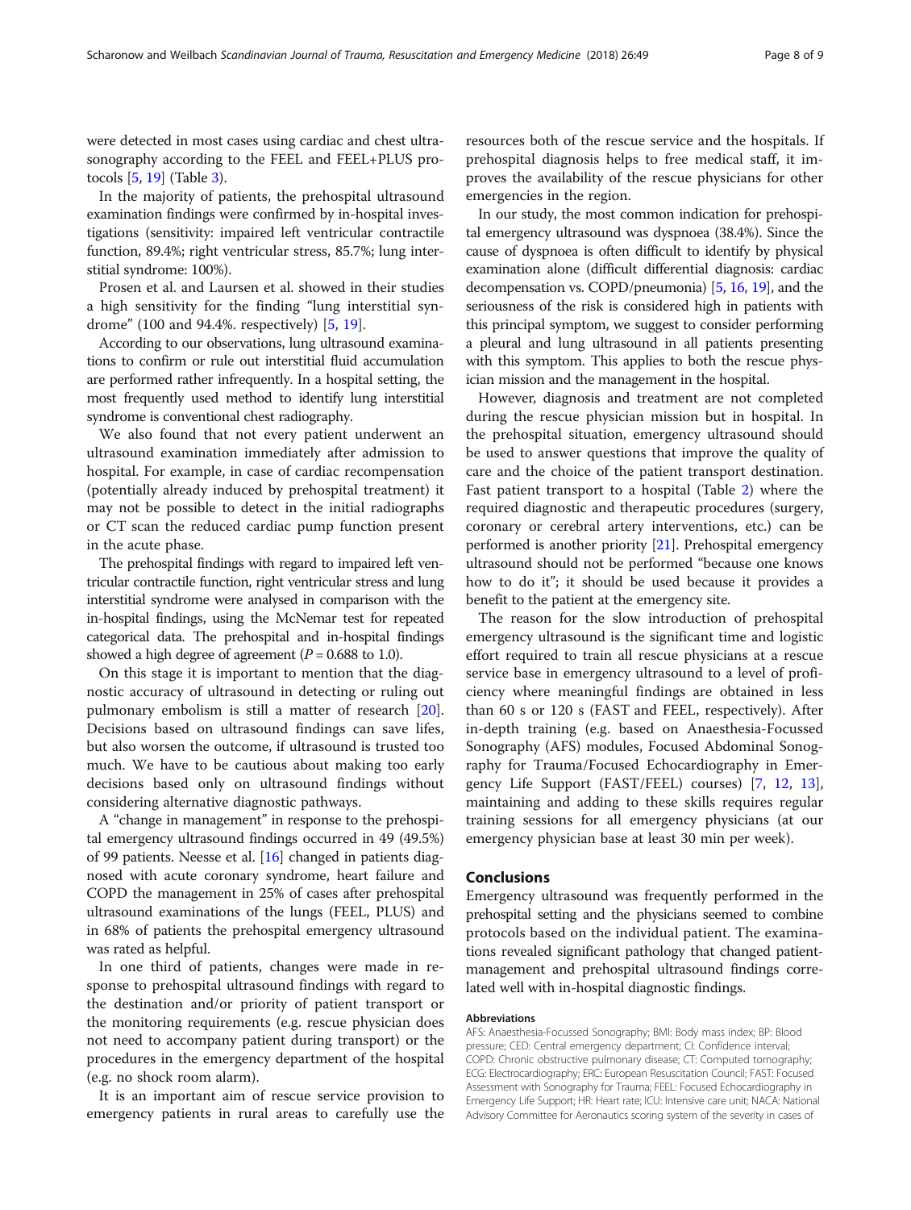were detected in most cases using cardiac and chest ultrasonography according to the FEEL and FEEL+PLUS protocols [5, 19] (Table 3).

In the majority of patients, the prehospital ultrasound examination findings were confirmed by in-hospital investigations (sensitivity: impaired left ventricular contractile function, 89.4%; right ventricular stress, 85.7%; lung interstitial syndrome: 100%).

Prosen et al. and Laursen et al. showed in their studies a high sensitivity for the finding "lung interstitial syndrome" (100 and 94.4%. respectively) [5, 19].

According to our observations, lung ultrasound examinations to confirm or rule out interstitial fluid accumulation are performed rather infrequently. In a hospital setting, the most frequently used method to identify lung interstitial syndrome is conventional chest radiography.

We also found that not every patient underwent an ultrasound examination immediately after admission to hospital. For example, in case of cardiac recompensation (potentially already induced by prehospital treatment) it may not be possible to detect in the initial radiographs or CT scan the reduced cardiac pump function present in the acute phase.

The prehospital findings with regard to impaired left ventricular contractile function, right ventricular stress and lung interstitial syndrome were analysed in comparison with the in-hospital findings, using the McNemar test for repeated categorical data. The prehospital and in-hospital findings showed a high degree of agreement ($P = 0.688$ to 1.0).

On this stage it is important to mention that the diagnostic accuracy of ultrasound in detecting or ruling out pulmonary embolism is still a matter of research [20]. Decisions based on ultrasound findings can save lifes, but also worsen the outcome, if ultrasound is trusted too much. We have to be cautious about making too early decisions based only on ultrasound findings without considering alternative diagnostic pathways.

A "change in management" in response to the prehospital emergency ultrasound findings occurred in 49 (49.5%) of 99 patients. Neesse et al. [16] changed in patients diagnosed with acute coronary syndrome, heart failure and COPD the management in 25% of cases after prehospital ultrasound examinations of the lungs (FEEL, PLUS) and in 68% of patients the prehospital emergency ultrasound was rated as helpful.

In one third of patients, changes were made in response to prehospital ultrasound findings with regard to the destination and/or priority of patient transport or the monitoring requirements (e.g. rescue physician does not need to accompany patient during transport) or the procedures in the emergency department of the hospital (e.g. no shock room alarm).

It is an important aim of rescue service provision to emergency patients in rural areas to carefully use the resources both of the rescue service and the hospitals. If prehospital diagnosis helps to free medical staff, it improves the availability of the rescue physicians for other emergencies in the region.

In our study, the most common indication for prehospital emergency ultrasound was dyspnoea (38.4%). Since the cause of dyspnoea is often difficult to identify by physical examination alone (difficult differential diagnosis: cardiac decompensation vs. COPD/pneumonia) [5, 16, 19], and the seriousness of the risk is considered high in patients with this principal symptom, we suggest to consider performing a pleural and lung ultrasound in all patients presenting with this symptom. This applies to both the rescue physician mission and the management in the hospital.

However, diagnosis and treatment are not completed during the rescue physician mission but in hospital. In the prehospital situation, emergency ultrasound should be used to answer questions that improve the quality of care and the choice of the patient transport destination. Fast patient transport to a hospital (Table 2) where the required diagnostic and therapeutic procedures (surgery, coronary or cerebral artery interventions, etc.) can be performed is another priority [21]. Prehospital emergency ultrasound should not be performed "because one knows how to do it"; it should be used because it provides a benefit to the patient at the emergency site.

The reason for the slow introduction of prehospital emergency ultrasound is the significant time and logistic effort required to train all rescue physicians at a rescue service base in emergency ultrasound to a level of proficiency where meaningful findings are obtained in less than 60 s or 120 s (FAST and FEEL, respectively). After in-depth training (e.g. based on Anaesthesia-Focussed Sonography (AFS) modules, Focused Abdominal Sonography for Trauma/Focused Echocardiography in Emergency Life Support (FAST/FEEL) courses) [7, 12, 13], maintaining and adding to these skills requires regular training sessions for all emergency physicians (at our emergency physician base at least 30 min per week).

## Conclusions

Emergency ultrasound was frequently performed in the prehospital setting and the physicians seemed to combine protocols based on the individual patient. The examinations revealed significant pathology that changed patient-management and prehospital ultrasound findings correlated well with in-hospital diagnostic findings.

#### Abbreviations

AFS: Anaesthesia-Focussed Sonography; BMI: Body mass index; BP: Blood pressure; CED: Central emergency department; CI: Confidence interval; COPD: Chronic obstructive pulmonary disease; CT: Computed tomography; ECG: Electrocardiography; ERC: European Resuscitation Council; FAST: Focused Assessment with Sonography for Trauma; FEEL: Focused Echocardiography in Emergency Life Support; HR: Heart rate; ICU: Intensive care unit; NACA: National Advisory Committee for Aeronautics scoring system of the severity in cases of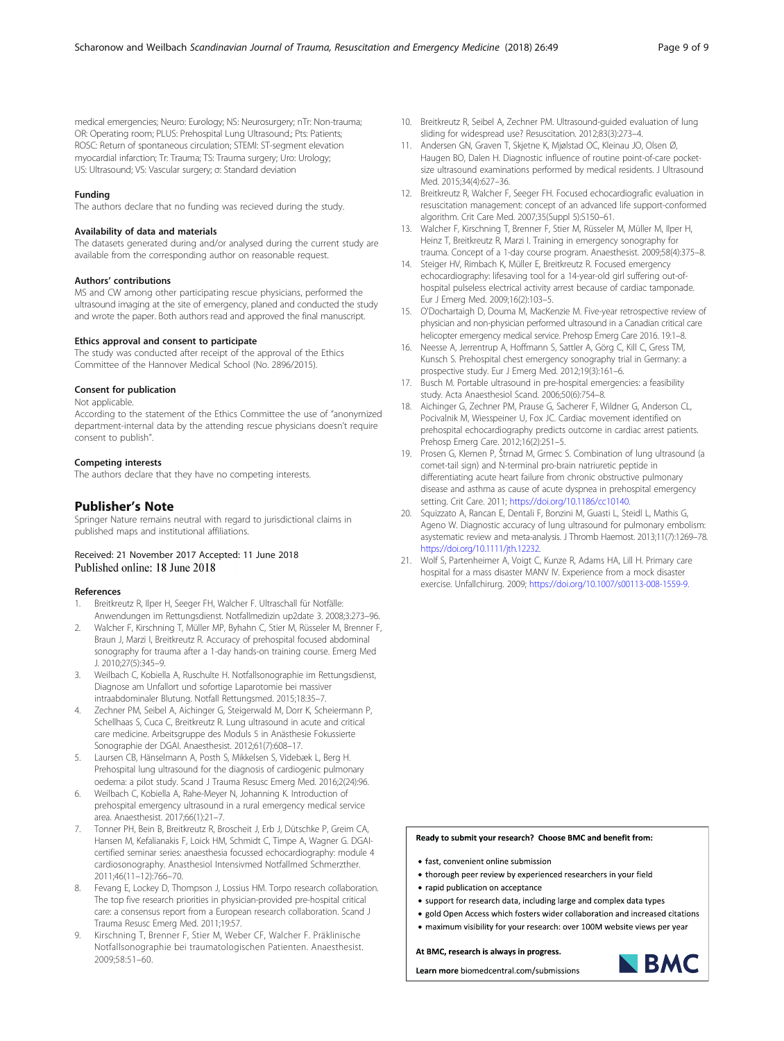medical emergencies; Neuro: Eurology; NS: Neurosurgery; nTr: Non-trauma; OR: Operating room; PLUS: Prehospital Lung Ultrasound.; Pts: Patients; ROSC: Return of spontaneous circulation; STEMI: ST-segment elevation myocardial infarction; Tr: Trauma; TS: Trauma surgery; Uro: Urology; US: Ultrasound; VS: Vascular surgery; σ: Standard deviation

#### Funding

The authors declare that no funding was recieved during the study.

#### Availability of data and materials

The datasets generated during and/or analysed during the current study are available from the corresponding author on reasonable request.

#### Authors' contributions

MS and CW among other participating rescue physicians, performed the ultrasound imaging at the site of emergency, planed and conducted the study and wrote the paper. Both authors read and approved the final manuscript.

#### Ethics approval and consent to participate

The study was conducted after receipt of the approval of the Ethics Committee of the Hannover Medical School (No. 2896/2015).

#### Consent for publication

Not applicable.

According to the statement of the Ethics Committee the use of "anonymized department-internal data by the attending rescue physicians doesn't require consent to publish".

#### Competing interests

The authors declare that they have no competing interests.

## Publisher's Note

Springer Nature remains neutral with regard to jurisdictional claims in published maps and institutional affiliations.

Received: 21 November 2017 Accepted: 11 June 2018
Published online: 18 June 2018

#### References

1. Breitkreutz R, Ilper H, Seeger FH, Walcher F. Ultraschall für Notfälle: Anwendungen im Rettungsdienst. Notfallmedizin up2date 3. 2008;3:273–96.
2. Walcher F, Kirschning T, Müller MP, Byhahn C, Stier M, Rüsseler M, Brenner F, Braun J, Marzi I, Breitkreutz R. Accuracy of prehospital focused abdominal sonography for trauma after a 1-day hands-on training course. Emerg Med J. 2010;27(5):345–9.
3. Weilbach C, Kobiella A, Ruschulte H. Notfallsonographie im Rettungsdienst, Diagnose am Unfallort und sofortige Laparotomie bei massiver intraabdominaler Blutung. Notfall Rettungsmed. 2015;18:35–7.
4. Zechner PM, Seibel A, Aichinger G, Steigerwald M, Dorr K, Scheiermann P, Schellhaas S, Cuca C, Breitkreutz R. Lung ultrasound in acute and critical care medicine. Arbeitsgruppe des Moduls 5 in Anästhesie Fokussierte Sonographie der DGAI. Anaesthesist. 2012;61(7):608–17.
5. Laursen CB, Hänselmann A, Posth S, Mikkelsen S, Videbæk L, Berg H. Prehospital lung ultrasound for the diagnosis of cardiogenic pulmonary oedema: a pilot study. Scand J Trauma Resusc Emerg Med. 2016;2(24):96.
6. Weilbach C, Kobiella A, Rahe-Meyer N, Johanning K. Introduction of prehospital emergency ultrasound in a rural emergency medical service area. Anaesthesist. 2017;66(1):21–7.
7. Tonner PH, Bein B, Breitkreutz R, Broscheit J, Erb J, Dütschke P, Greim CA, Hansen M, Kefalianakis F, Loick HM, Schmidt C, Timpe A, Wagner G. DGAI-certified seminar series: anaesthesia focussed echocardiography: module 4 cardiosonography. Anasthesiol Intensivmed Notfallmed Schmerzther. 2011;46(11–12):766–70.
8. Fevang E, Lockey D, Thompson J, Lossius HM. Torpo research collaboration. The top five research priorities in physician-provided pre-hospital critical care: a consensus report from a European research collaboration. Scand J Trauma Resusc Emerg Med. 2011;19:57.
9. Kirschning T, Brenner F, Stier M, Weber CF, Walcher F. Präklinische Notfallsonographie bei traumatologischen Patienten. Anaesthesist. 2009;58:51–60.
10. Breitkreutz R, Seibel A, Zechner PM. Ultrasound-guided evaluation of lung sliding for widespread use? Resuscitation. 2012;83(3):273–4.
11. Andersen GN, Graven T, Skjetne K, Mjølstad OC, Kleinau JO, Olsen Ø, Haugen BO, Dalen H. Diagnostic influence of routine point-of-care pocket-size ultrasound examinations performed by medical residents. J Ultrasound Med. 2015;34(4):627–36.
12. Breitkreutz R, Walcher F, Seeger FH. Focused echocardiografic evaluation in resuscitation management: concept of an advanced life support-conformed algorithm. Crit Care Med. 2007;35(Suppl 5):S150–61.
13. Walcher F, Kirschning T, Brenner F, Stier M, Rüsseler M, Müller M, Ilper H, Heinz T, Breitkreutz R, Marzi I. Training in emergency sonography for trauma. Concept of a 1-day course program. Anaesthesist. 2009;58(4):375–8.
14. Steiger HV, Rimbach K, Müller E, Breitkreutz R. Focused emergency echocardiography: lifesaving tool for a 14-year-old girl suffering out-of-hospital pulseless electrical activity arrest because of cardiac tamponade. Eur J Emerg Med. 2009;16(2):103–5.
15. O'Dochartaigh D, Douma M, MacKenzie M. Five-year retrospective review of physician and non-physician performed ultrasound in a Canadian critical care helicopter emergency medical service. Prehosp Emerg Care 2016. 19:1–8.
16. Neesse A, Jerrentrup A, Hoffmann S, Sattler A, Görg C, Kill C, Gress TM, Kunsch S. Prehospital chest emergency sonography trial in Germany: a prospective study. Eur J Emerg Med. 2012;19(3):161–6.
17. Busch M. Portable ultrasound in pre-hospital emergencies: a feasibility study. Acta Anaesthesiol Scand. 2006;50(6):754–8.
18. Aichinger G, Zechner PM, Prause G, Sacherer F, Wildner G, Anderson CL, Pocivalnik M, Wiesspeiner U, Fox JC. Cardiac movement identified on prehospital echocardiography predicts outcome in cardiac arrest patients. Prehosp Emerg Care. 2012;16(2):251–5.
19. Prosen G, Klemen P, Štrnad M, Grmec S. Combination of lung ultrasound (a comet-tail sign) and N-terminal pro-brain natriuretic peptide in differentiating acute heart failure from chronic obstructive pulmonary disease and asthma as cause of acute dyspnea in prehospital emergency setting. Crit Care. 2011; https://doi.org/10.1186/cc10140.
20. Squizzato A, Rancan E, Dentali F, Bonzini M, Guasti L, Steidl L, Mathis G, Ageno W. Diagnostic accuracy of lung ultrasound for pulmonary embolism: asystematic review and meta-analysis. J Thromb Haemost. 2013;11(7):1269–78. https://doi.org/10.1111/jth.12232.
21. Wolf S, Partenheimer A, Voigt C, Kunze R, Adams HA, Lill H. Primary care hospital for a mass disaster MANV IV. Experience from a mock disaster exercise. Unfallchirurg. 2009; https://doi.org/10.1007/s00113-008-1559-9.